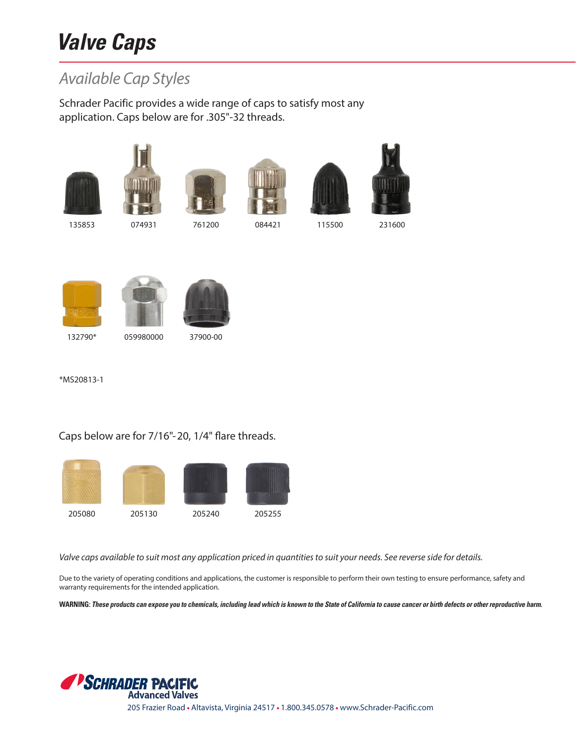# Valve Caps

## Available Cap Styles

Schrader Pacific provides a wide range of caps to satisfy most any application. Caps below are for .305"-32 threads.

135853 074931 761200 084421 115500 231600

132790* 059980000 37900-00

*MS20813-1

Caps below are for 7/16"-20, 1/4" flare threads.

205080 205130 205240 205255

*Valve caps available to suit most any application priced in quantities to suit your needs. See reverse side for details.*

Due to the variety of operating conditions and applications, the customer is responsible to perform their own testing to ensure performance, safety and warranty requirements for the intended application.

**WARNING**: ***These products can expose you to chemicals, including lead which is known to the State of California to cause cancer or birth defects or other reproductive harm.***

**SCHRADER PACIFIC**
**Advanced Valves**
205 Frazier Road • Altavista, Virginia 24517 • 1.800.345.0578 • www.Schrader-Pacific.com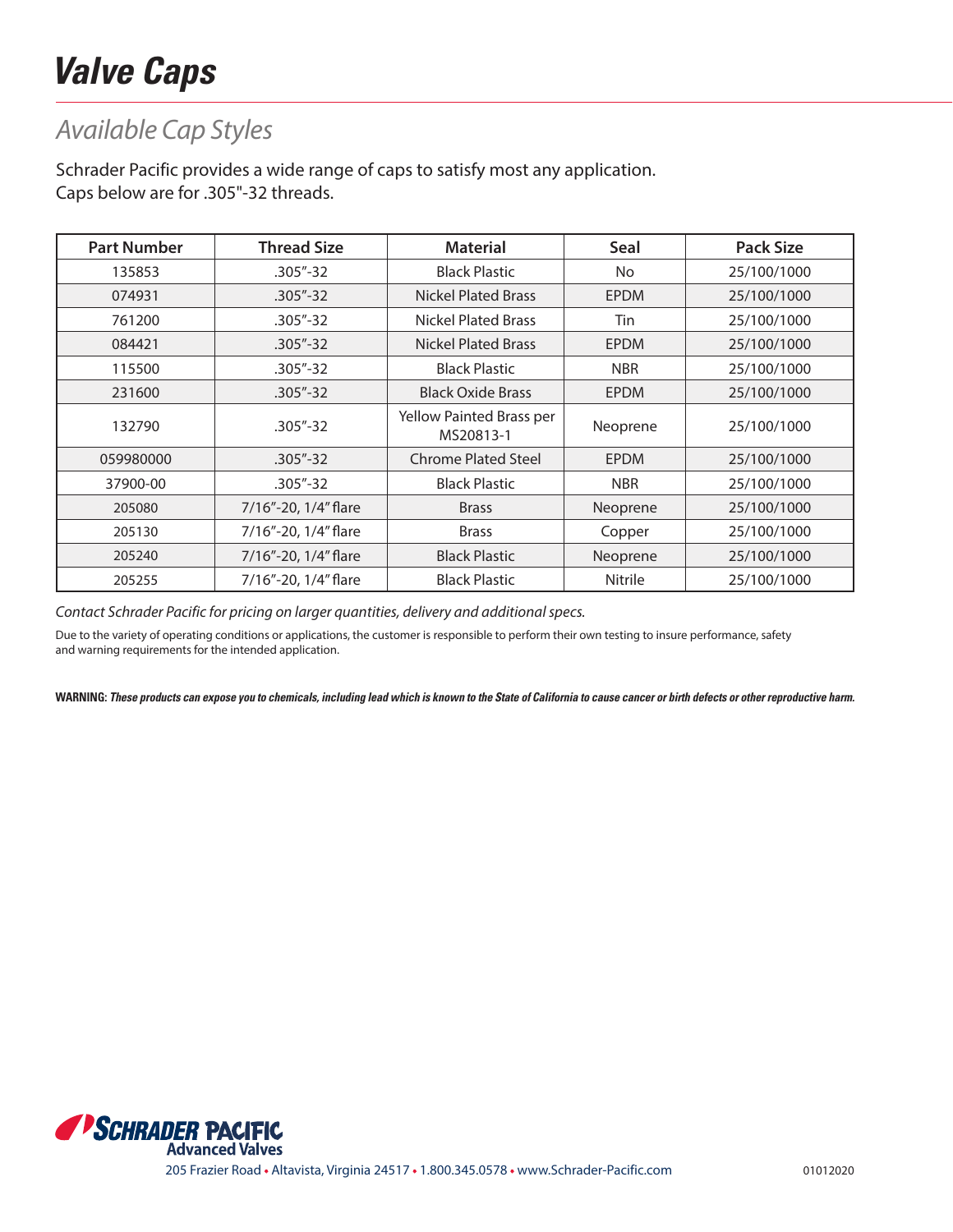# Valve Caps

## Available Cap Styles

Schrader Pacific provides a wide range of caps to satisfy most any application.
Caps below are for .305"-32 threads.

| Part Number | Thread Size | Material | Seal | Pack Size |
|---|---|---|---|---|
| 135853 | .305″-32 | Black Plastic | No | 25/100/1000 |
| 074931 | .305″-32 | Nickel Plated Brass | EPDM | 25/100/1000 |
| 761200 | .305″-32 | Nickel Plated Brass | Tin | 25/100/1000 |
| 084421 | .305″-32 | Nickel Plated Brass | EPDM | 25/100/1000 |
| 115500 | .305″-32 | Black Plastic | NBR | 25/100/1000 |
| 231600 | .305″-32 | Black Oxide Brass | EPDM | 25/100/1000 |
| 132790 | .305″-32 | Yellow Painted Brass per MS20813-1 | Neoprene | 25/100/1000 |
| 059980000 | .305″-32 | Chrome Plated Steel | EPDM | 25/100/1000 |
| 37900-00 | .305″-32 | Black Plastic | NBR | 25/100/1000 |
| 205080 | 7/16″-20, 1/4″ flare | Brass | Neoprene | 25/100/1000 |
| 205130 | 7/16″-20, 1/4″ flare | Brass | Copper | 25/100/1000 |
| 205240 | 7/16″-20, 1/4″ flare | Black Plastic | Neoprene | 25/100/1000 |
| 205255 | 7/16″-20, 1/4″ flare | Black Plastic | Nitrile | 25/100/1000 |

*Contact Schrader Pacific for pricing on larger quantities, delivery and additional specs.*

Due to the variety of operating conditions or applications, the customer is responsible to perform their own testing to insure performance, safety and warning requirements for the intended application.

**WARNING:** ***These products can expose you to chemicals, including lead which is known to the State of California to cause cancer or birth defects or other reproductive harm.***

SCHRADER PACIFIC
Advanced Valves
205 Frazier Road • Altavista, Virginia 24517 • 1.800.345.0578 • www.Schrader-Pacific.com

01012020